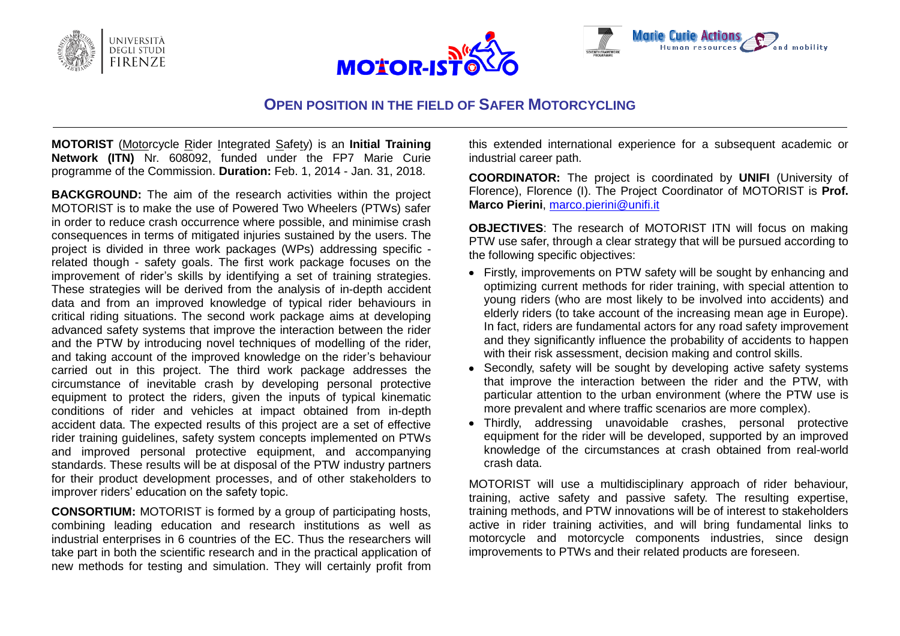## OPEN POSITION IN THE FIELD OF SAFER MOTORCYCLING

**MOTORIST** (Motorcycle Rider Integrated Safety) is an **Initial Training Network (ITN)** Nr. 608092, funded under the FP7 Marie Curie programme of the Commission. **Duration:** Feb. 1, 2014 - Jan. 31, 2018.

**BACKGROUND:** The aim of the research activities within the project MOTORIST is to make the use of Powered Two Wheelers (PTWs) safer in order to reduce crash occurrence where possible, and minimise crash consequences in terms of mitigated injuries sustained by the users. The project is divided in three work packages (WPs) addressing specific - related though - safety goals. The first work package focuses on the improvement of rider's skills by identifying a set of training strategies. These strategies will be derived from the analysis of in-depth accident data and from an improved knowledge of typical rider behaviours in critical riding situations. The second work package aims at developing advanced safety systems that improve the interaction between the rider and the PTW by introducing novel techniques of modelling of the rider, and taking account of the improved knowledge on the rider's behaviour carried out in this project. The third work package addresses the circumstance of inevitable crash by developing personal protective equipment to protect the riders, given the inputs of typical kinematic conditions of rider and vehicles at impact obtained from in-depth accident data. The expected results of this project are a set of effective rider training guidelines, safety system concepts implemented on PTWs and improved personal protective equipment, and accompanying standards. These results will be at disposal of the PTW industry partners for their product development processes, and of other stakeholders to improver riders' education on the safety topic.

**CONSORTIUM:** MOTORIST is formed by a group of participating hosts, combining leading education and research institutions as well as industrial enterprises in 6 countries of the EC. Thus the researchers will take part in both the scientific research and in the practical application of new methods for testing and simulation. They will certainly profit from this extended international experience for a subsequent academic or industrial career path.

**COORDINATOR:** The project is coordinated by **UNIFI** (University of Florence), Florence (I). The Project Coordinator of MOTORIST is **Prof. Marco Pierini**, marco.pierini@unifi.it

**OBJECTIVES**: The research of MOTORIST ITN will focus on making PTW use safer, through a clear strategy that will be pursued according to the following specific objectives:

- Firstly, improvements on PTW safety will be sought by enhancing and optimizing current methods for rider training, with special attention to young riders (who are most likely to be involved into accidents) and elderly riders (to take account of the increasing mean age in Europe). In fact, riders are fundamental actors for any road safety improvement and they significantly influence the probability of accidents to happen with their risk assessment, decision making and control skills.
- Secondly, safety will be sought by developing active safety systems that improve the interaction between the rider and the PTW, with particular attention to the urban environment (where the PTW use is more prevalent and where traffic scenarios are more complex).
- Thirdly, addressing unavoidable crashes, personal protective equipment for the rider will be developed, supported by an improved knowledge of the circumstances at crash obtained from real-world crash data.

MOTORIST will use a multidisciplinary approach of rider behaviour, training, active safety and passive safety. The resulting expertise, training methods, and PTW innovations will be of interest to stakeholders active in rider training activities, and will bring fundamental links to motorcycle and motorcycle components industries, since design improvements to PTWs and their related products are foreseen.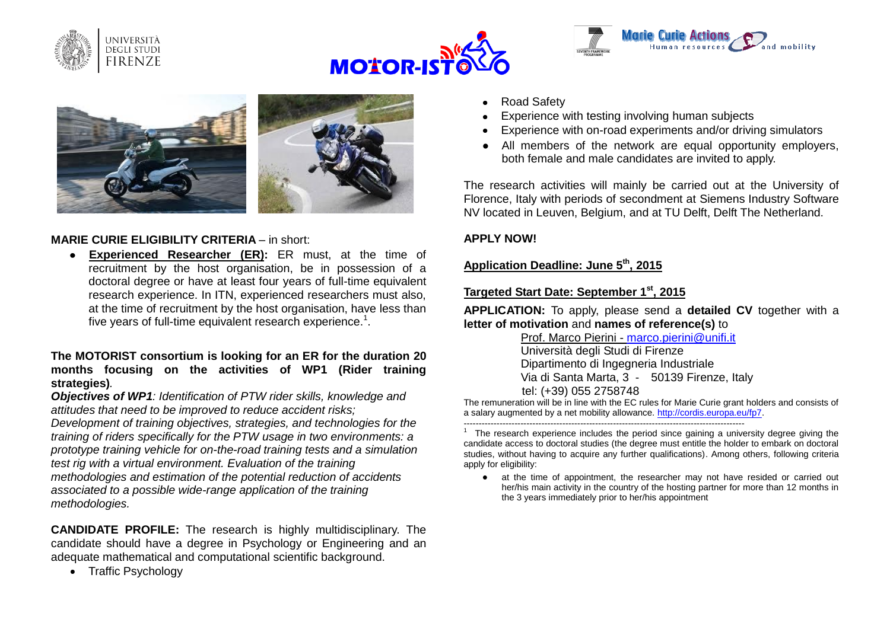**MARIE CURIE ELIGIBILITY CRITERIA** – in short:

- **Experienced Researcher (ER):** ER must, at the time of recruitment by the host organisation, be in possession of a doctoral degree or have at least four years of full-time equivalent research experience. In ITN, experienced researchers must also, at the time of recruitment by the host organisation, have less than five years of full-time equivalent research experience.[1].

**The MOTORIST consortium is looking for an ER for the duration 20 months focusing on the activities of WP1 (Rider training strategies)**.

***Objectives of WP1****: Identification of PTW rider skills, knowledge and attitudes that need to be improved to reduce accident risks; Development of training objectives, strategies, and technologies for the training of riders specifically for the PTW usage in two environments: a prototype training vehicle for on-the-road training tests and a simulation test rig with a virtual environment. Evaluation of the training methodologies and estimation of the potential reduction of accidents associated to a possible wide-range application of the training methodologies.*

**CANDIDATE PROFILE:** The research is highly multidisciplinary. The candidate should have a degree in Psychology or Engineering and an adequate mathematical and computational scientific background.

- Traffic Psychology
- Road Safety
- Experience with testing involving human subjects
- Experience with on-road experiments and/or driving simulators
- All members of the network are equal opportunity employers, both female and male candidates are invited to apply.

The research activities will mainly be carried out at the University of Florence, Italy with periods of secondment at Siemens Industry Software NV located in Leuven, Belgium, and at TU Delft, Delft The Netherland.

**APPLY NOW!**

**Application Deadline: June 5th, 2015**

**Targeted Start Date: September 1st, 2015**

**APPLICATION:** To apply, please send a **detailed CV** together with a **letter of motivation** and **names of reference(s)** to

Prof. Marco Pierini - marco.pierini@unifi.it
Università degli Studi di Firenze
Dipartimento di Ingegneria Industriale
Via di Santa Marta, 3 - 50139 Firenze, Italy
tel: (+39) 055 2758748

The remuneration will be in line with the EC rules for Marie Curie grant holders and consists of a salary augmented by a net mobility allowance. http://cordis.europa.eu/fp7.

---

[1] The research experience includes the period since gaining a university degree giving the candidate access to doctoral studies (the degree must entitle the holder to embark on doctoral studies, without having to acquire any further qualifications). Among others, following criteria apply for eligibility:

- at the time of appointment, the researcher may not have resided or carried out her/his main activity in the country of the hosting partner for more than 12 months in the 3 years immediately prior to her/his appointment